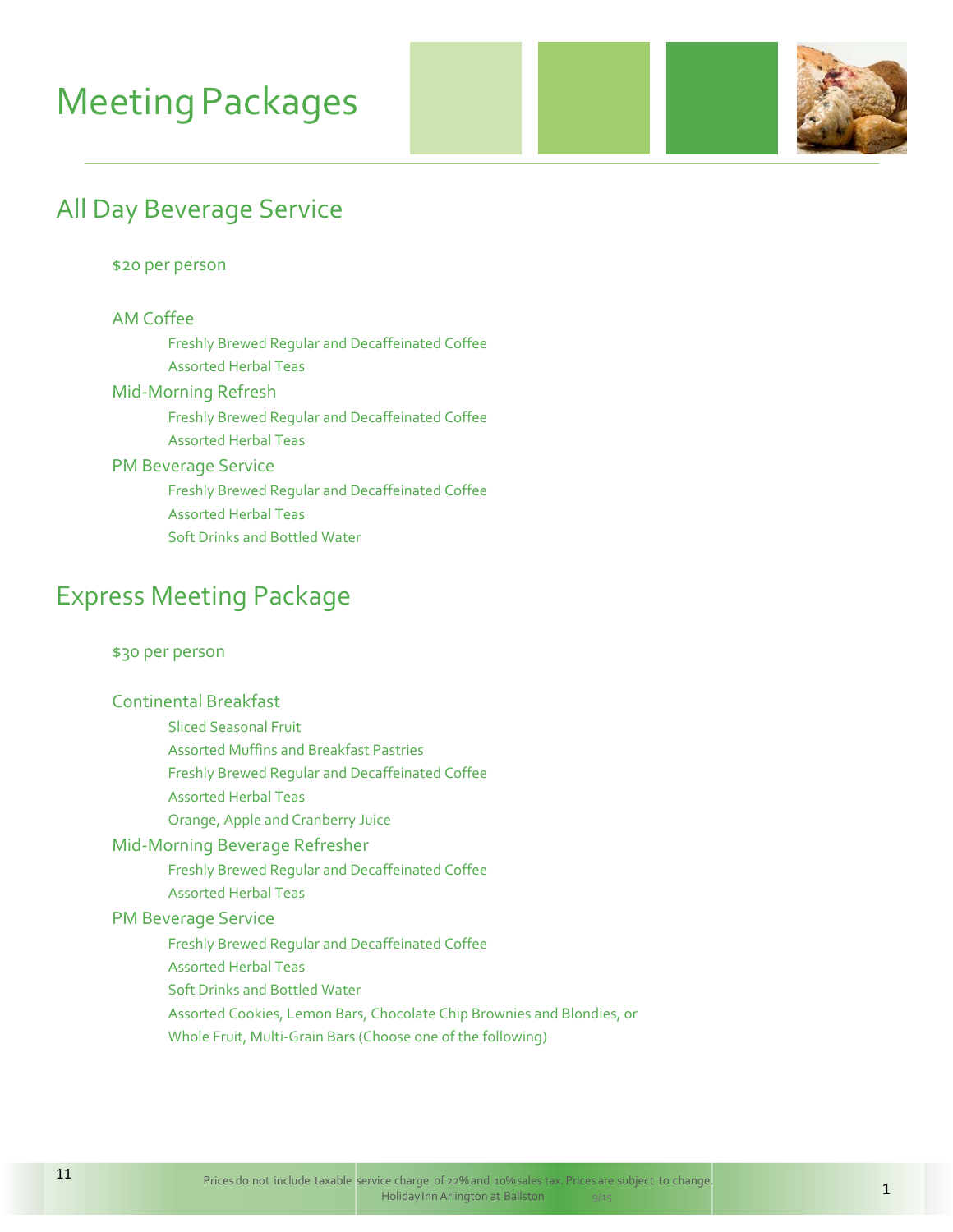# Meeting Packages

## All Day Beverage Service

$20 per person

### AM Coffee

- Freshly Brewed Regular and Decaffeinated Coffee
- Assorted Herbal Teas

### Mid-Morning Refresh

- Freshly Brewed Regular and Decaffeinated Coffee
- Assorted Herbal Teas

### PM Beverage Service

- Freshly Brewed Regular and Decaffeinated Coffee
- Assorted Herbal Teas
- Soft Drinks and Bottled Water

## Express Meeting Package

$30 per person

### Continental Breakfast

- Sliced Seasonal Fruit
- Assorted Muffins and Breakfast Pastries
- Freshly Brewed Regular and Decaffeinated Coffee
- Assorted Herbal Teas
- Orange, Apple and Cranberry Juice

### Mid-Morning Beverage Refresher

- Freshly Brewed Regular and Decaffeinated Coffee
- Assorted Herbal Teas

### PM Beverage Service

- Freshly Brewed Regular and Decaffeinated Coffee
- Assorted Herbal Teas
- Soft Drinks and Bottled Water
- Assorted Cookies, Lemon Bars, Chocolate Chip Brownies and Blondies, or Whole Fruit, Multi-Grain Bars (Choose one of the following)

Prices do not include taxable service charge of 22% and 10% sales tax. Prices are subject to change.
Holiday Inn Arlington at Ballston 9/15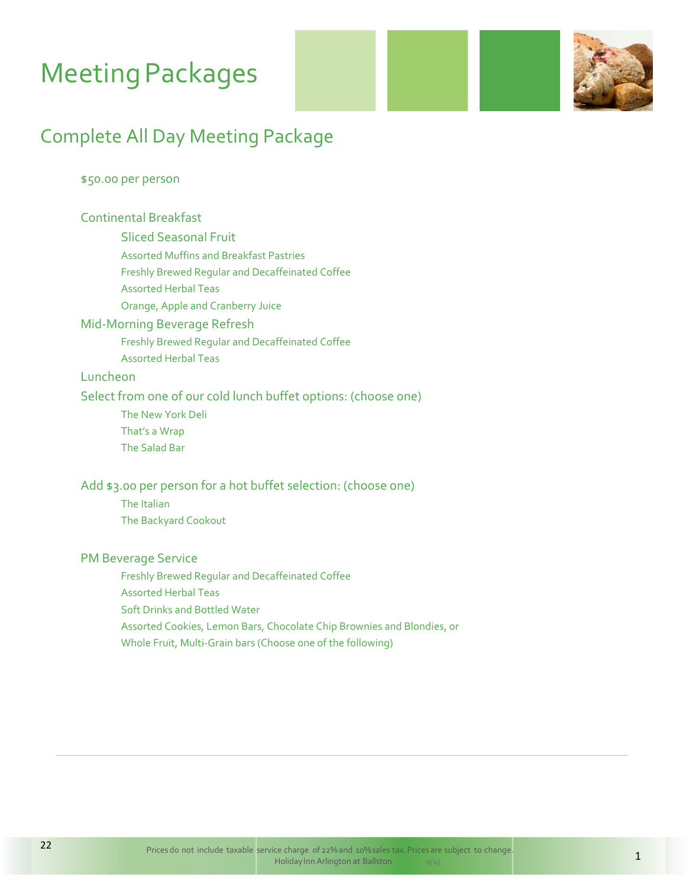# Meeting Packages

## Complete All Day Meeting Package

$50.00 per person

### Continental Breakfast

- Sliced Seasonal Fruit
- Assorted Muffins and Breakfast Pastries
- Freshly Brewed Regular and Decaffeinated Coffee
- Assorted Herbal Teas
- Orange, Apple and Cranberry Juice

### Mid-Morning Beverage Refresh

- Freshly Brewed Regular and Decaffeinated Coffee
- Assorted Herbal Teas

### Luncheon

Select from one of our cold lunch buffet options: (choose one)

- The New York Deli
- That's a Wrap
- The Salad Bar

Add $3.00 per person for a hot buffet selection: (choose one)

- The Italian
- The Backyard Cookout

### PM Beverage Service

- Freshly Brewed Regular and Decaffeinated Coffee
- Assorted Herbal Teas
- Soft Drinks and Bottled Water
- Assorted Cookies, Lemon Bars, Chocolate Chip Brownies and Blondies, or Whole Fruit, Multi-Grain bars (Choose one of the following)

Prices do not include taxable service charge of 22% and 10% sales tax. Prices are subject to change.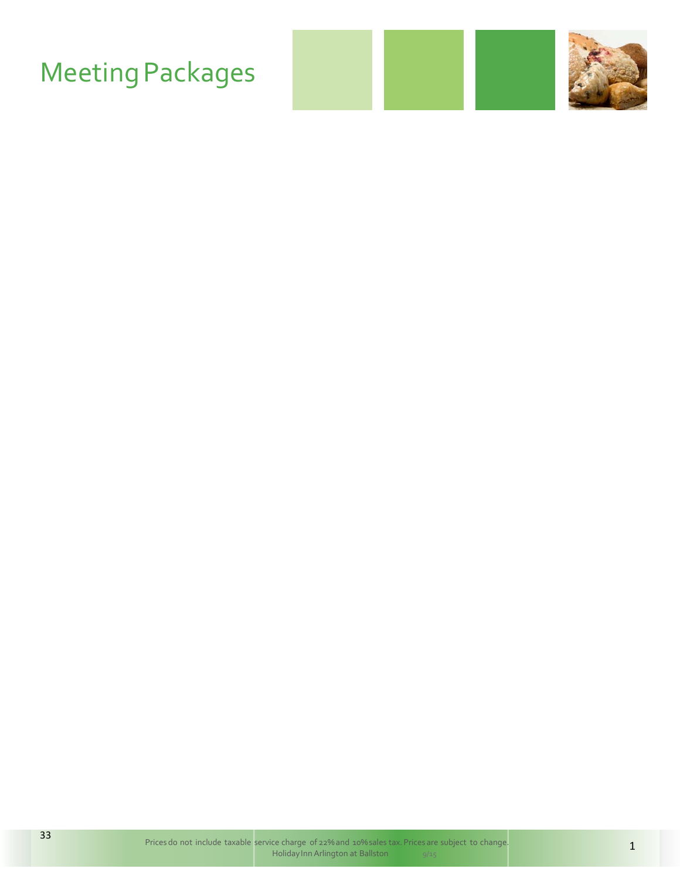# Meeting Packages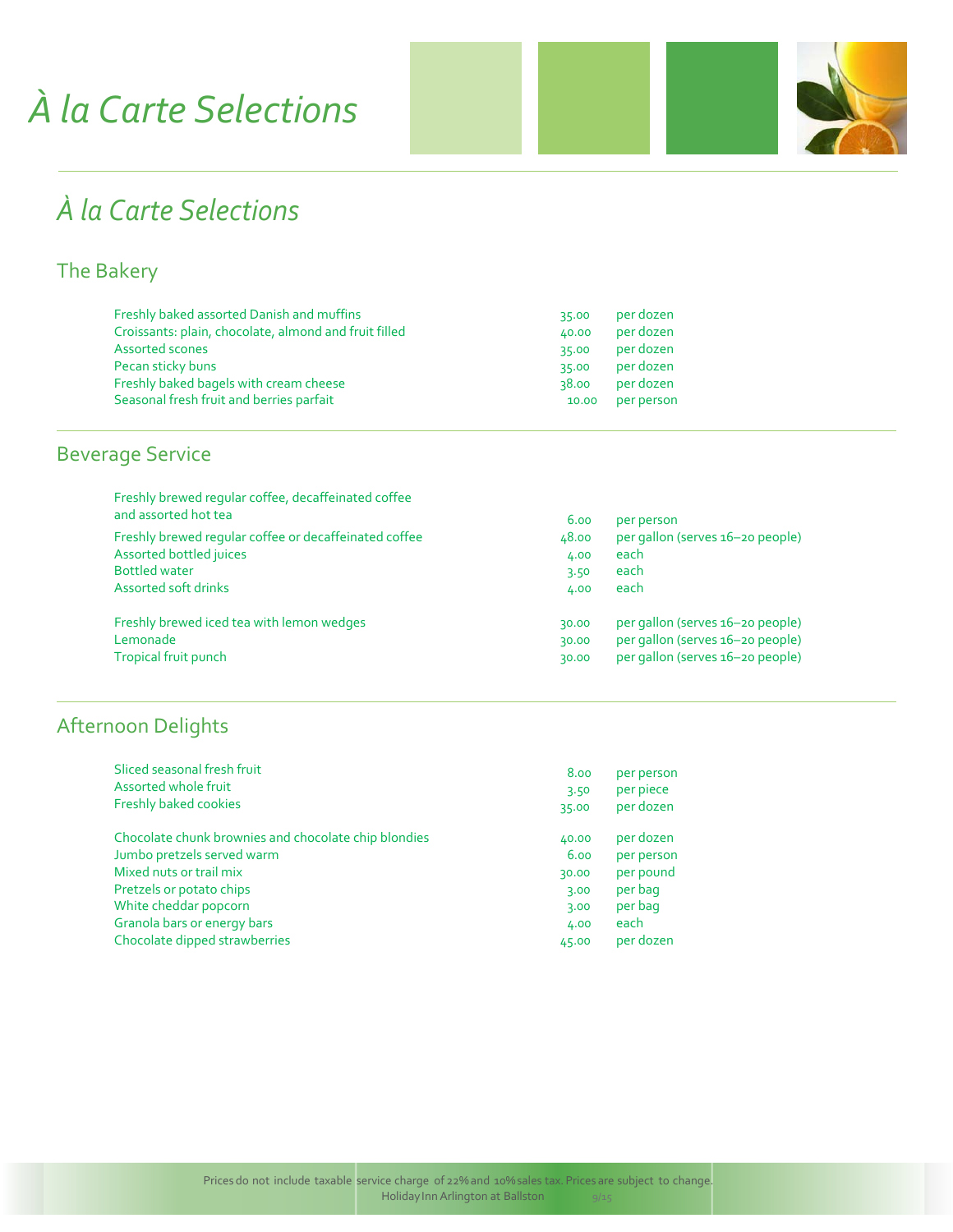# À la Carte Selections

## À la Carte Selections

### The Bakery

| Item | Price | Unit |
|---|---|---|
| Freshly baked assorted Danish and muffins | 35.00 | per dozen |
| Croissants: plain, chocolate, almond and fruit filled | 40.00 | per dozen |
| Assorted scones | 35.00 | per dozen |
| Pecan sticky buns | 35.00 | per dozen |
| Freshly baked bagels with cream cheese | 38.00 | per dozen |
| Seasonal fresh fruit and berries parfait | 10.00 | per person |

### Beverage Service

| Item | Price | Unit |
|---|---|---|
| Freshly brewed regular coffee, decaffeinated coffee and assorted hot tea | 6.00 | per person |
| Freshly brewed regular coffee or decaffeinated coffee | 48.00 | per gallon (serves 16–20 people) |
| Assorted bottled juices | 4.00 | each |
| Bottled water | 3.50 | each |
| Assorted soft drinks | 4.00 | each |
| Freshly brewed iced tea with lemon wedges | 30.00 | per gallon (serves 16–20 people) |
| Lemonade | 30.00 | per gallon (serves 16–20 people) |
| Tropical fruit punch | 30.00 | per gallon (serves 16–20 people) |

### Afternoon Delights

| Item | Price | Unit |
|---|---|---|
| Sliced seasonal fresh fruit | 8.00 | per person |
| Assorted whole fruit | 3.50 | per piece |
| Freshly baked cookies | 35.00 | per dozen |
| Chocolate chunk brownies and chocolate chip blondies | 40.00 | per dozen |
| Jumbo pretzels served warm | 6.00 | per person |
| Mixed nuts or trail mix | 30.00 | per pound |
| Pretzels or potato chips | 3.00 | per bag |
| White cheddar popcorn | 3.00 | per bag |
| Granola bars or energy bars | 4.00 | each |
| Chocolate dipped strawberries | 45.00 | per dozen |

Prices do not include taxable service charge of 22% and 10% sales tax. Prices are subject to change.
Holiday Inn Arlington at Ballston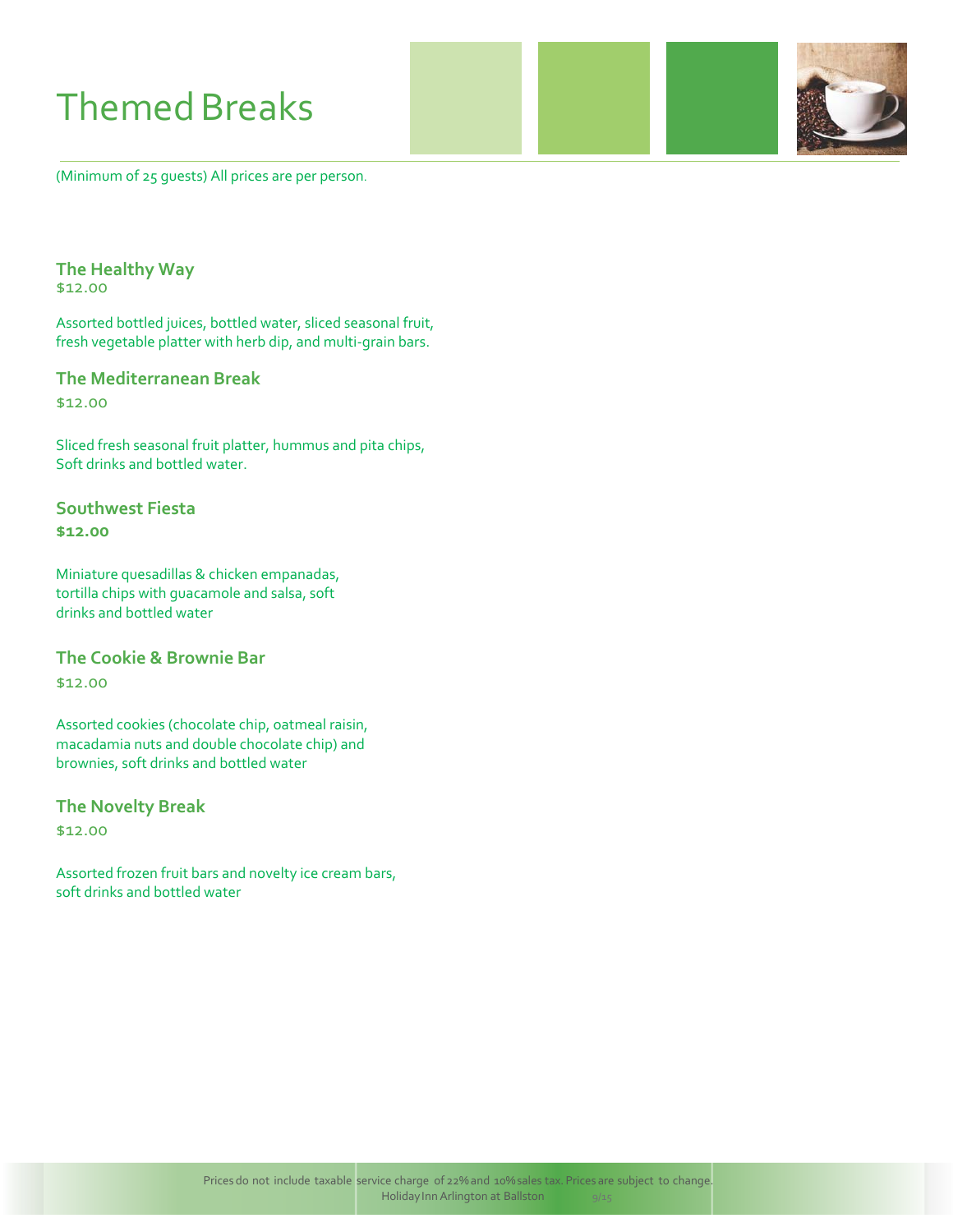# Themed Breaks

(Minimum of 25 guests) All prices are per person.

### The Healthy Way
$12.00

Assorted bottled juices, bottled water, sliced seasonal fruit, fresh vegetable platter with herb dip, and multi-grain bars.

### The Mediterranean Break
$12.00

Sliced fresh seasonal fruit platter, hummus and pita chips, Soft drinks and bottled water.

### Southwest Fiesta
**$12.00**

Miniature quesadillas & chicken empanadas, tortilla chips with guacamole and salsa, soft drinks and bottled water

### The Cookie & Brownie Bar
$12.00

Assorted cookies (chocolate chip, oatmeal raisin, macadamia nuts and double chocolate chip) and brownies, soft drinks and bottled water

### The Novelty Break
$12.00

Assorted frozen fruit bars and novelty ice cream bars, soft drinks and bottled water

Prices do not include taxable service charge of 22% and 10% sales tax. Prices are subject to change.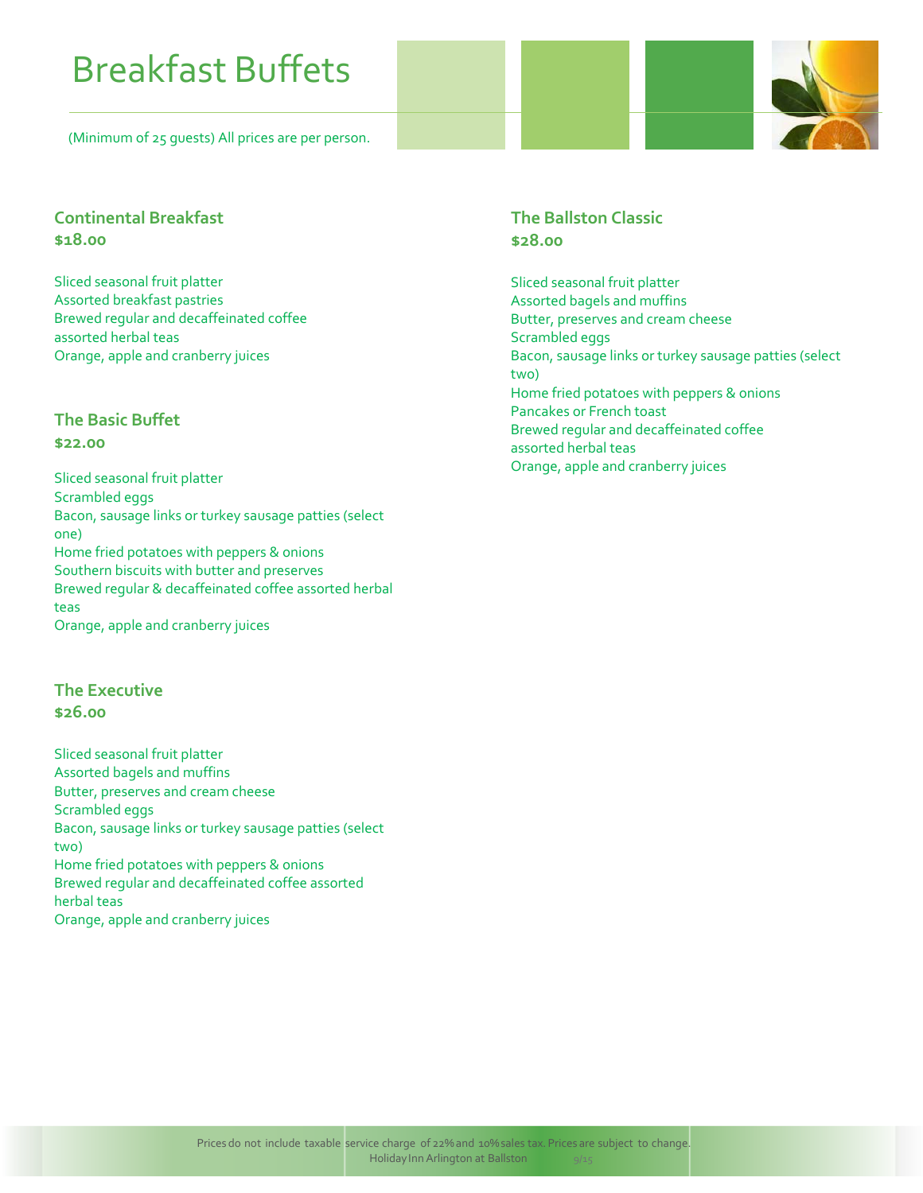# Breakfast Buffets

(Minimum of 25 guests) All prices are per person.

## Continental Breakfast
**$18.00**

Sliced seasonal fruit platter
Assorted breakfast pastries
Brewed regular and decaffeinated coffee
assorted herbal teas
Orange, apple and cranberry juices

## The Basic Buffet
**$22.00**

Sliced seasonal fruit platter
Scrambled eggs
Bacon, sausage links or turkey sausage patties (select one)
Home fried potatoes with peppers & onions
Southern biscuits with butter and preserves
Brewed regular & decaffeinated coffee assorted herbal teas
Orange, apple and cranberry juices

## The Executive
**$26.00**

Sliced seasonal fruit platter
Assorted bagels and muffins
Butter, preserves and cream cheese
Scrambled eggs
Bacon, sausage links or turkey sausage patties (select two)
Home fried potatoes with peppers & onions
Brewed regular and decaffeinated coffee assorted herbal teas
Orange, apple and cranberry juices

## The Ballston Classic
**$28.00**

Sliced seasonal fruit platter
Assorted bagels and muffins
Butter, preserves and cream cheese
Scrambled eggs
Bacon, sausage links or turkey sausage patties (select two)
Home fried potatoes with peppers & onions
Pancakes or French toast
Brewed regular and decaffeinated coffee
assorted herbal teas
Orange, apple and cranberry juices

Prices do not include taxable service charge of 22% and 10% sales tax. Prices are subject to change.
Holiday Inn Arlington at Ballston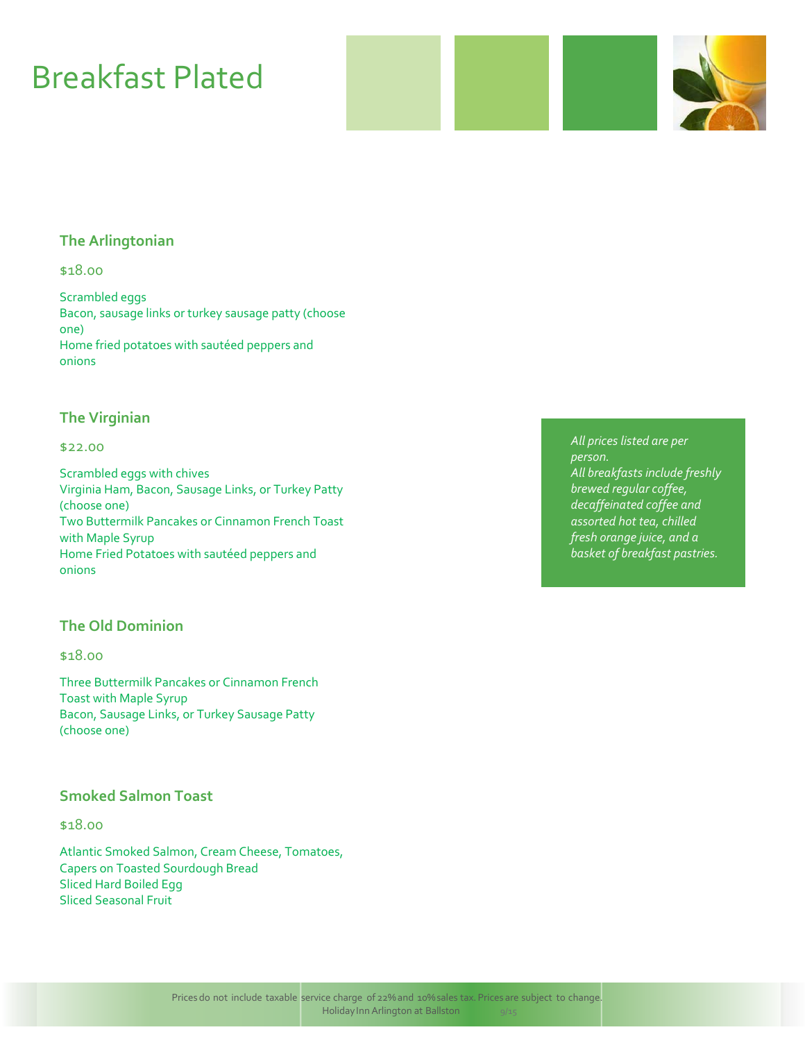# Breakfast Plated

### The Arlingtonian

$18.00

Scrambled eggs
Bacon, sausage links or turkey sausage patty (choose one)
Home fried potatoes with sautéed peppers and onions

### The Virginian

$22.00

Scrambled eggs with chives
Virginia Ham, Bacon, Sausage Links, or Turkey Patty (choose one)
Two Buttermilk Pancakes or Cinnamon French Toast with Maple Syrup
Home Fried Potatoes with sautéed peppers and onions

### The Old Dominion

$18.00

Three Buttermilk Pancakes or Cinnamon French Toast with Maple Syrup
Bacon, Sausage Links, or Turkey Sausage Patty (choose one)

### Smoked Salmon Toast

$18.00

Atlantic Smoked Salmon, Cream Cheese, Tomatoes, Capers on Toasted Sourdough Bread
Sliced Hard Boiled Egg
Sliced Seasonal Fruit

*All prices listed are per person.*
*All breakfasts include freshly brewed regular coffee, decaffeinated coffee and assorted hot tea, chilled fresh orange juice, and a basket of breakfast pastries.*

Prices do not include taxable service charge of 22% and 10% sales tax. Prices are subject to change.
Holiday Inn Arlington at Ballston 9/15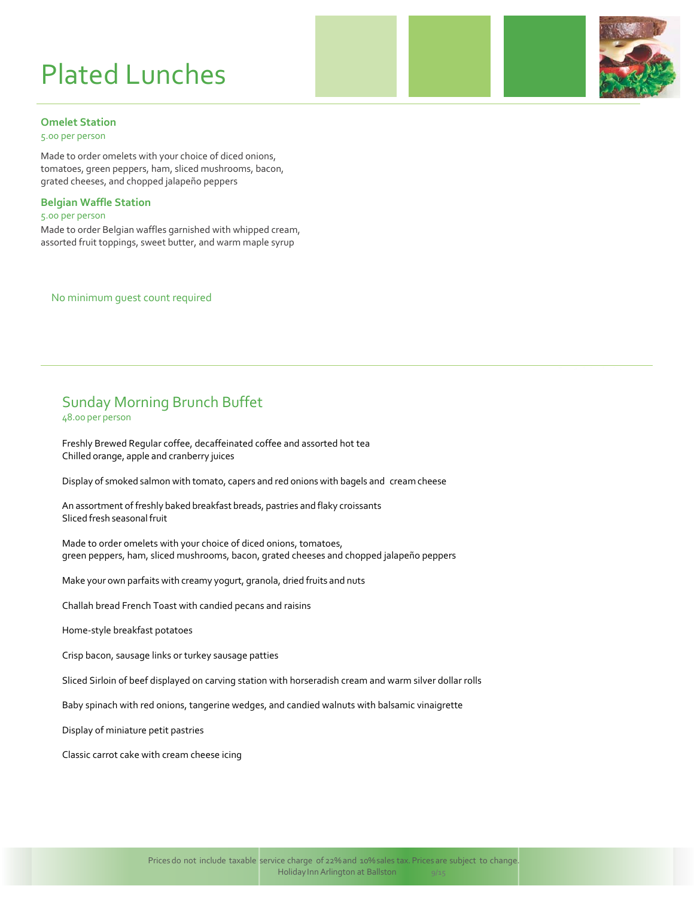# Plated Lunches

### Omelet Station

5.00 per person

Made to order omelets with your choice of diced onions, tomatoes, green peppers, ham, sliced mushrooms, bacon, grated cheeses, and chopped jalapeño peppers

### Belgian Waffle Station

5.00 per person

Made to order Belgian waffles garnished with whipped cream, assorted fruit toppings, sweet butter, and warm maple syrup

No minimum guest count required

---

## Sunday Morning Brunch Buffet

48.00 per person

Freshly Brewed Regular coffee, decaffeinated coffee and assorted hot tea
Chilled orange, apple and cranberry juices

Display of smoked salmon with tomato, capers and red onions with bagels and cream cheese

An assortment of freshly baked breakfast breads, pastries and flaky croissants
Sliced fresh seasonal fruit

Made to order omelets with your choice of diced onions, tomatoes, green peppers, ham, sliced mushrooms, bacon, grated cheeses and chopped jalapeño peppers

Make your own parfaits with creamy yogurt, granola, dried fruits and nuts

Challah bread French Toast with candied pecans and raisins

Home-style breakfast potatoes

Crisp bacon, sausage links or turkey sausage patties

Sliced Sirloin of beef displayed on carving station with horseradish cream and warm silver dollar rolls

Baby spinach with red onions, tangerine wedges, and candied walnuts with balsamic vinaigrette

Display of miniature petit pastries

Classic carrot cake with cream cheese icing

Prices do not include taxable service charge of 22% and 10% sales tax. Prices are subject to change.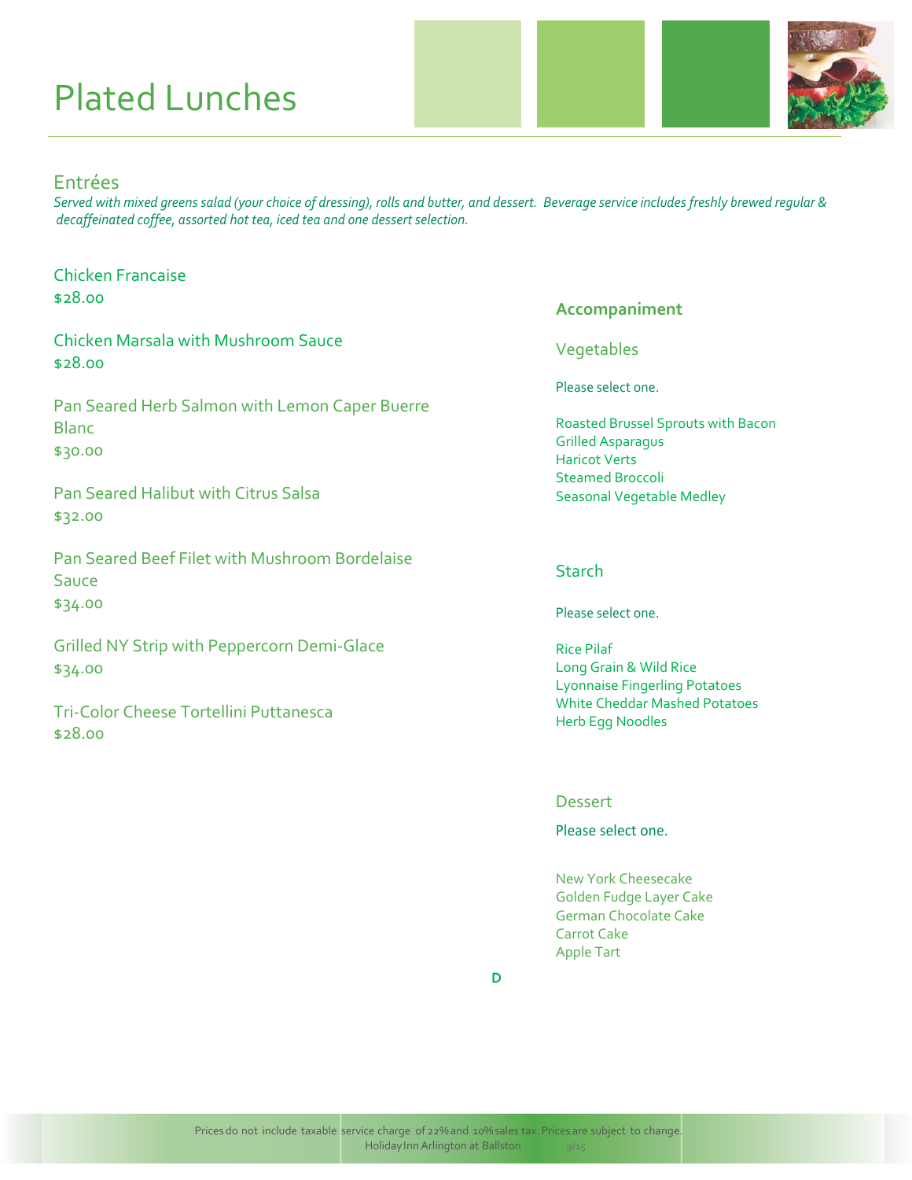# Plated Lunches

## Entrées

*Served with mixed greens salad (your choice of dressing), rolls and butter, and dessert. Beverage service includes freshly brewed regular & decaffeinated coffee, assorted hot tea, iced tea and one dessert selection.*

Chicken Francaise
$28.00

Chicken Marsala with Mushroom Sauce
$28.00

Pan Seared Herb Salmon with Lemon Caper Buerre Blanc
$30.00

Pan Seared Halibut with Citrus Salsa
$32.00

Pan Seared Beef Filet with Mushroom Bordelaise Sauce
$34.00

Grilled NY Strip with Peppercorn Demi-Glace
$34.00

Tri-Color Cheese Tortellini Puttanesca
$28.00

## Accompaniment

### Vegetables

Please select one.

Roasted Brussel Sprouts with Bacon
Grilled Asparagus
Haricot Verts
Steamed Broccoli
Seasonal Vegetable Medley

### Starch

Please select one.

Rice Pilaf
Long Grain & Wild Rice
Lyonnaise Fingerling Potatoes
White Cheddar Mashed Potatoes
Herb Egg Noodles

### Dessert

Please select one.

New York Cheesecake
Golden Fudge Layer Cake
German Chocolate Cake
Carrot Cake
Apple Tart

D

Prices do not include taxable service charge of 22% and 10% sales tax. Prices are subject to change.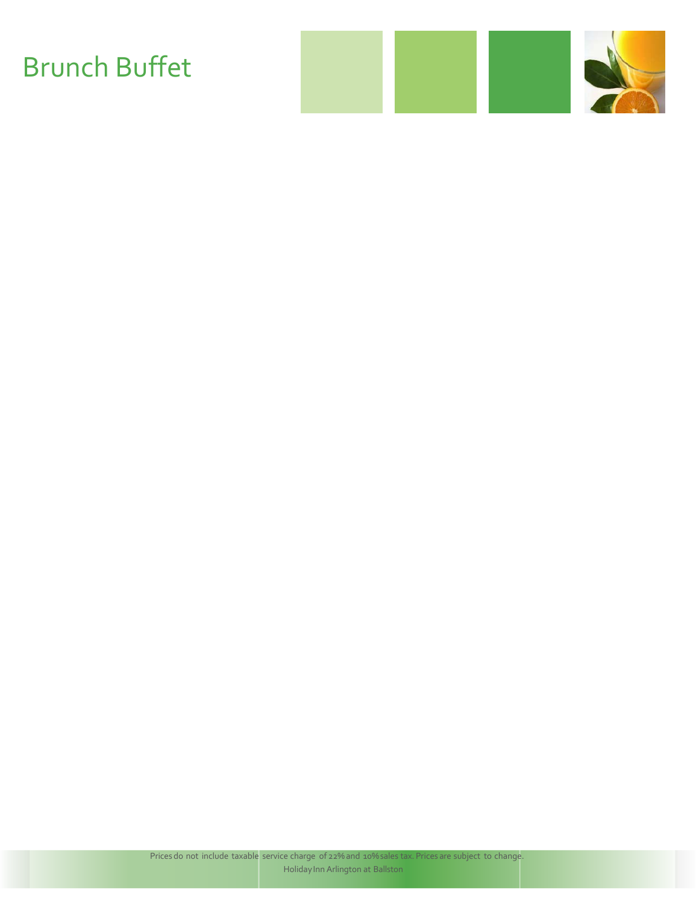# Brunch Buffet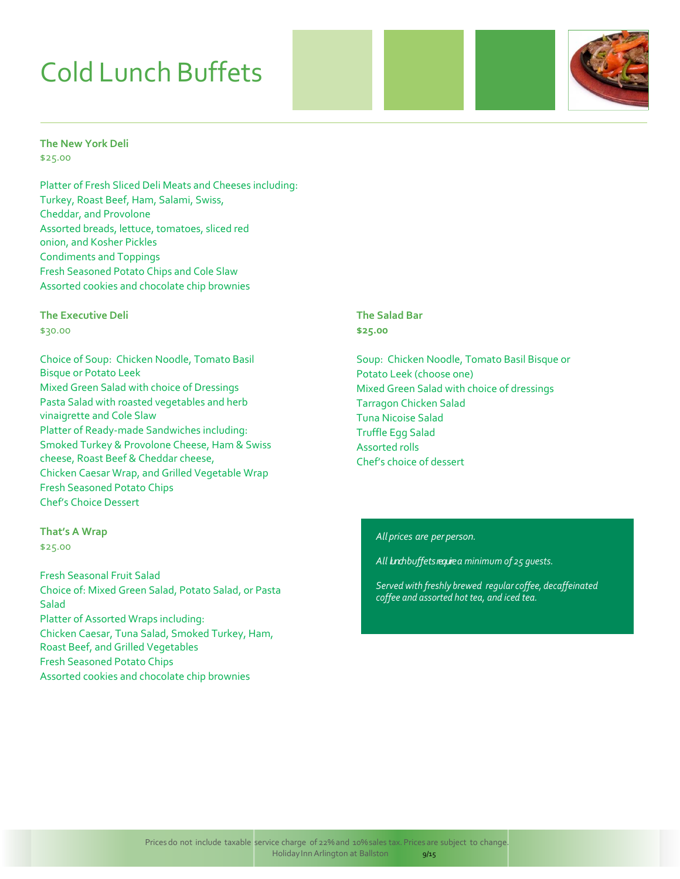# Cold Lunch Buffets

**The New York Deli**
$25.00

Platter of Fresh Sliced Deli Meats and Cheeses including:
Turkey, Roast Beef, Ham, Salami, Swiss,
Cheddar, and Provolone
Assorted breads, lettuce, tomatoes, sliced red
onion, and Kosher Pickles
Condiments and Toppings
Fresh Seasoned Potato Chips and Cole Slaw
Assorted cookies and chocolate chip brownies

**The Executive Deli**
$30.00

Choice of Soup: Chicken Noodle, Tomato Basil
Bisque or Potato Leek
Mixed Green Salad with choice of Dressings
Pasta Salad with roasted vegetables and herb
vinaigrette and Cole Slaw
Platter of Ready-made Sandwiches including:
Smoked Turkey & Provolone Cheese, Ham & Swiss
cheese, Roast Beef & Cheddar cheese,
Chicken Caesar Wrap, and Grilled Vegetable Wrap
Fresh Seasoned Potato Chips
Chef's Choice Dessert

**That's A Wrap**
$25.00

Fresh Seasonal Fruit Salad
Choice of: Mixed Green Salad, Potato Salad, or Pasta
Salad
Platter of Assorted Wraps including:
Chicken Caesar, Tuna Salad, Smoked Turkey, Ham,
Roast Beef, and Grilled Vegetables
Fresh Seasoned Potato Chips
Assorted cookies and chocolate chip brownies

**The Salad Bar**
**$25.00**

Soup: Chicken Noodle, Tomato Basil Bisque or
Potato Leek (choose one)
Mixed Green Salad with choice of dressings
Tarragon Chicken Salad
Tuna Nicoise Salad
Truffle Egg Salad
Assorted rolls
Chef's choice of dessert

*All prices are per person.*

*All lunch buffets require a minimum of 25 guests.*

*Served with freshly brewed regular coffee, decaffeinated coffee and assorted hot tea, and iced tea.*

Prices do not include taxable service charge of 22% and 10% sales tax. Prices are subject to change.
Holiday Inn Arlington at Ballston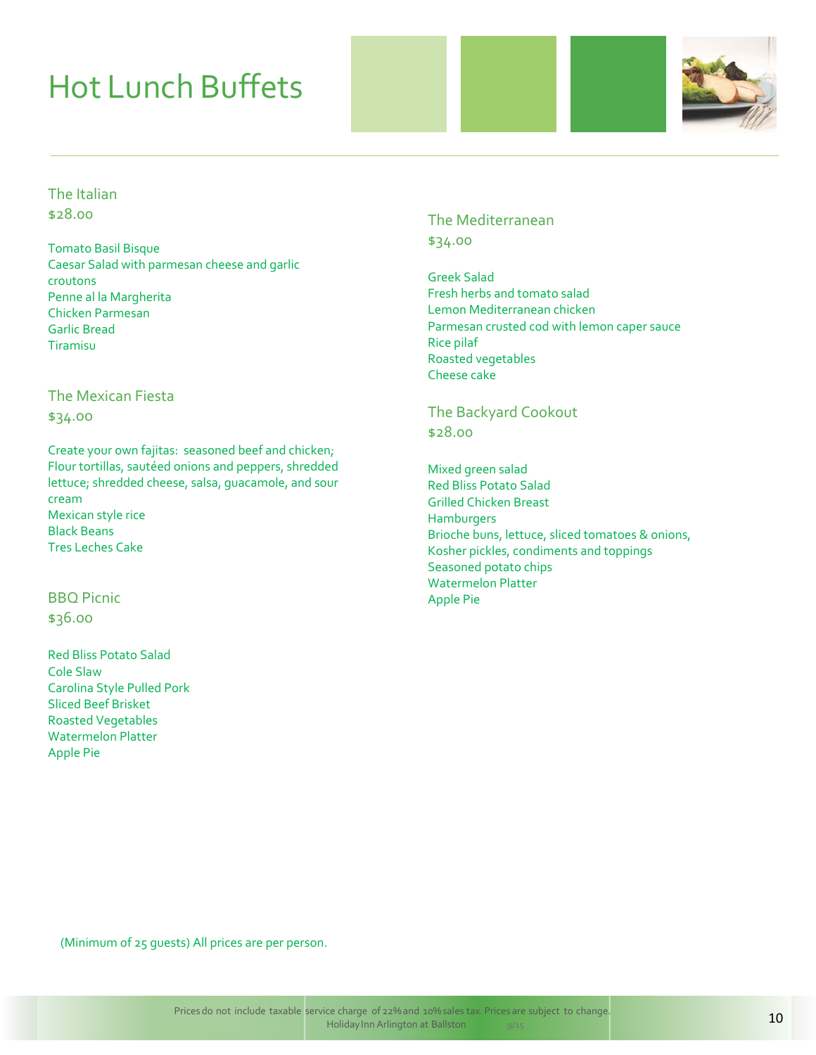# Hot Lunch Buffets

## The Italian

$28.00

Tomato Basil Bisque
Caesar Salad with parmesan cheese and garlic croutons
Penne al la Margherita
Chicken Parmesan
Garlic Bread
Tiramisu

## The Mexican Fiesta

$34.00

Create your own fajitas: seasoned beef and chicken; Flour tortillas, sautéed onions and peppers, shredded lettuce; shredded cheese, salsa, guacamole, and sour cream
Mexican style rice
Black Beans
Tres Leches Cake

## BBQ Picnic

$36.00

Red Bliss Potato Salad
Cole Slaw
Carolina Style Pulled Pork
Sliced Beef Brisket
Roasted Vegetables
Watermelon Platter
Apple Pie

## The Mediterranean

$34.00

Greek Salad
Fresh herbs and tomato salad
Lemon Mediterranean chicken
Parmesan crusted cod with lemon caper sauce
Rice pilaf
Roasted vegetables
Cheese cake

## The Backyard Cookout

$28.00

Mixed green salad
Red Bliss Potato Salad
Grilled Chicken Breast
Hamburgers
Brioche buns, lettuce, sliced tomatoes & onions, Kosher pickles, condiments and toppings
Seasoned potato chips
Watermelon Platter
Apple Pie

(Minimum of 25 guests) All prices are per person.

Prices do not include taxable service charge of 22% and 10% sales tax. Prices are subject to change.
Holiday Inn Arlington at Ballston 9/15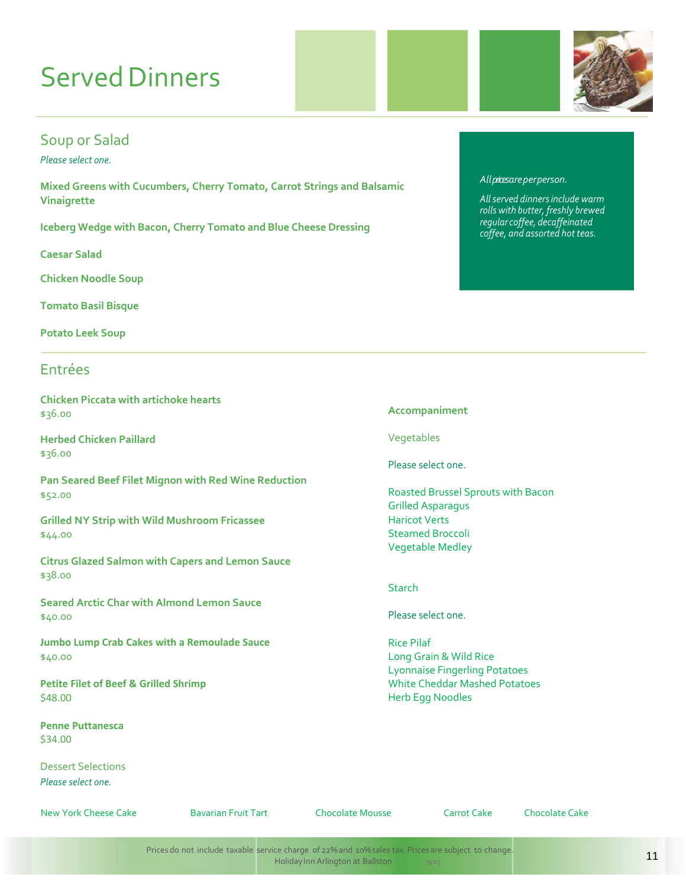# Served Dinners

*All prices are per person.*

*All served dinners include warm rolls with butter, freshly brewed regular coffee, decaffeinated coffee, and assorted hot teas.*

## Soup or Salad

*Please select one.*

**Mixed Greens with Cucumbers, Cherry Tomato, Carrot Strings and Balsamic Vinaigrette**

**Iceberg Wedge with Bacon, Cherry Tomato and Blue Cheese Dressing**

**Caesar Salad**

**Chicken Noodle Soup**

**Tomato Basil Bisque**

**Potato Leek Soup**

## Entrées

**Chicken Piccata with artichoke hearts**
$36.00

**Herbed Chicken Paillard**
$36.00

**Pan Seared Beef Filet Mignon with Red Wine Reduction**
$52.00

**Grilled NY Strip with Wild Mushroom Fricassee**
$44.00

**Citrus Glazed Salmon with Capers and Lemon Sauce**
$38.00

**Seared Arctic Char with Almond Lemon Sauce**
$40.00

**Jumbo Lump Crab Cakes with a Remoulade Sauce**
$40.00

**Petite Filet of Beef & Grilled Shrimp**
$48.00

**Penne Puttanesca**
$34.00

### Accompaniment

#### Vegetables

Please select one.

- Roasted Brussel Sprouts with Bacon
- Grilled Asparagus
- Haricot Verts
- Steamed Broccoli
- Vegetable Medley

#### Starch

Please select one.

- Rice Pilaf
- Long Grain & Wild Rice
- Lyonnaise Fingerling Potatoes
- White Cheddar Mashed Potatoes
- Herb Egg Noodles

### Dessert Selections

*Please select one.*

- New York Cheese Cake
- Bavarian Fruit Tart
- Chocolate Mousse
- Carrot Cake
- Chocolate Cake

Prices do not include taxable service charge of 22% and 10% sales tax. Prices are subject to change.
Holiday Inn Arlington at Ballston 9/15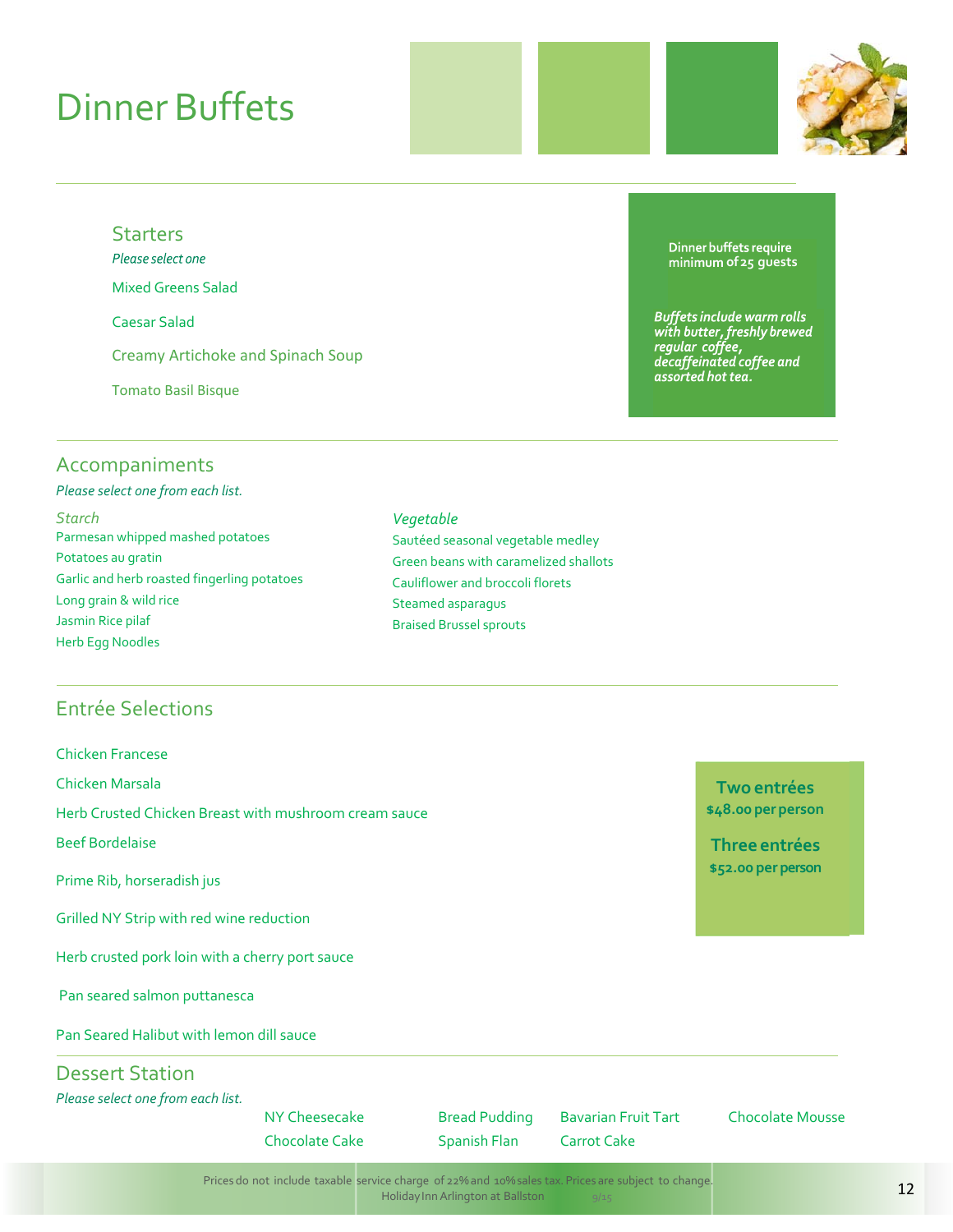# Dinner Buffets

## Starters

*Please select one*

Mixed Greens Salad

Caesar Salad

Creamy Artichoke and Spinach Soup

Tomato Basil Bisque

Dinner buffets require minimum of 25 guests

***Buffets include warm rolls with butter, freshly brewed regular coffee, decaffeinated coffee and assorted hot tea.***

## Accompaniments

*Please select one from each list.*

### *Starch*

- Parmesan whipped mashed potatoes
- Potatoes au gratin
- Garlic and herb roasted fingerling potatoes
- Long grain & wild rice
- Jasmin Rice pilaf
- Herb Egg Noodles

### *Vegetable*

- Sautéed seasonal vegetable medley
- Green beans with caramelized shallots
- Cauliflower and broccoli florets
- Steamed asparagus
- Braised Brussel sprouts

## Entrée Selections

Chicken Francese

Chicken Marsala

Herb Crusted Chicken Breast with mushroom cream sauce

Beef Bordelaise

Prime Rib, horseradish jus

Grilled NY Strip with red wine reduction

Herb crusted pork loin with a cherry port sauce

Pan seared salmon puttanesca

Pan Seared Halibut with lemon dill sauce

**Two entrées**
**$48.00 per person**

**Three entrées**
**$52.00 per person**

## Dessert Station

*Please select one from each list.*

NY Cheesecake | Bread Pudding | Bavarian Fruit Tart | Chocolate Mousse

Chocolate Cake | Spanish Flan | Carrot Cake

Prices do not include taxable service charge of 22% and 10% sales tax. Prices are subject to change.
Holiday Inn Arlington at Ballston 9/15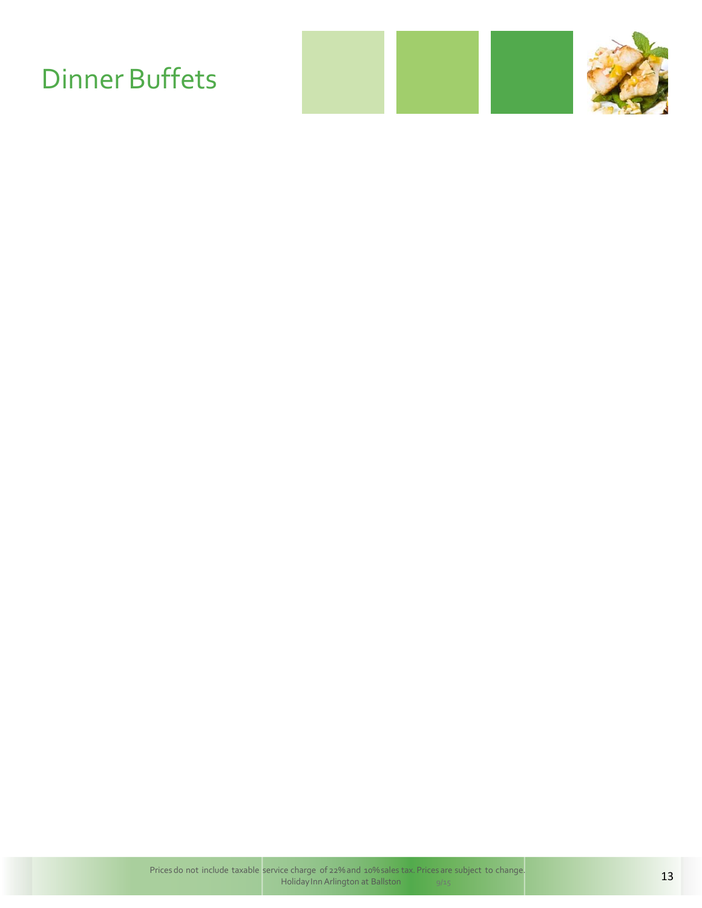# Dinner Buffets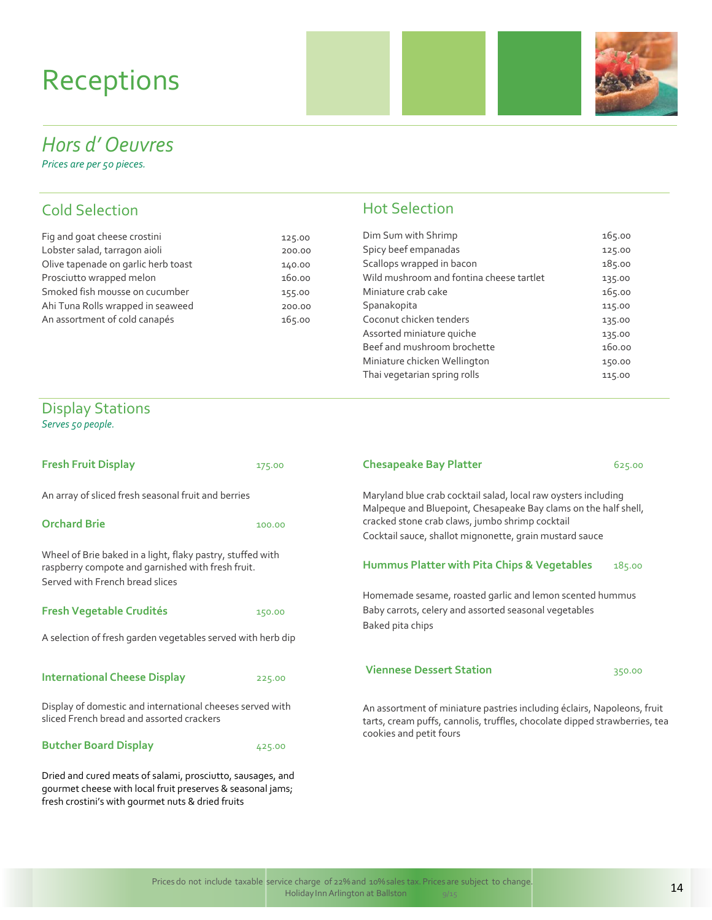# Receptions

## *Hors d' Oeuvres*

*Prices are per 50 pieces.*

### Cold Selection

| Item | Price |
|---|---|
| Fig and goat cheese crostini | 125.00 |
| Lobster salad, tarragon aioli | 200.00 |
| Olive tapenade on garlic herb toast | 140.00 |
| Prosciutto wrapped melon | 160.00 |
| Smoked fish mousse on cucumber | 155.00 |
| Ahi Tuna Rolls wrapped in seaweed | 200.00 |
| An assortment of cold canapés | 165.00 |

### Hot Selection

| Item | Price |
|---|---|
| Dim Sum with Shrimp | 165.00 |
| Spicy beef empanadas | 125.00 |
| Scallops wrapped in bacon | 185.00 |
| Wild mushroom and fontina cheese tartlet | 135.00 |
| Miniature crab cake | 165.00 |
| Spanakopita | 115.00 |
| Coconut chicken tenders | 135.00 |
| Assorted miniature quiche | 135.00 |
| Beef and mushroom brochette | 160.00 |
| Miniature chicken Wellington | 150.00 |
| Thai vegetarian spring rolls | 115.00 |

## Display Stations

*Serves 50 people.*

**Fresh Fruit Display** 175.00

An array of sliced fresh seasonal fruit and berries

**Orchard Brie** 100.00

Wheel of Brie baked in a light, flaky pastry, stuffed with raspberry compote and garnished with fresh fruit.
Served with French bread slices

**Fresh Vegetable Crudités** 150.00

A selection of fresh garden vegetables served with herb dip

**International Cheese Display** 225.00

Display of domestic and international cheeses served with sliced French bread and assorted crackers

**Butcher Board Display** 425.00

Dried and cured meats of salami, prosciutto, sausages, and gourmet cheese with local fruit preserves & seasonal jams; fresh crostini's with gourmet nuts & dried fruits

**Chesapeake Bay Platter** 625.00

Maryland blue crab cocktail salad, local raw oysters including Malpeque and Bluepoint, Chesapeake Bay clams on the half shell, cracked stone crab claws, jumbo shrimp cocktail
Cocktail sauce, shallot mignonette, grain mustard sauce

**Hummus Platter with Pita Chips & Vegetables** 185.00

Homemade sesame, roasted garlic and lemon scented hummus
Baby carrots, celery and assorted seasonal vegetables
Baked pita chips

**Viennese Dessert Station** 350.00

An assortment of miniature pastries including éclairs, Napoleons, fruit tarts, cream puffs, cannolis, truffles, chocolate dipped strawberries, tea cookies and petit fours

Prices do not include taxable service charge of 22% and 10% sales tax. Prices are subject to change.
Holiday Inn Arlington at Ballston 9/15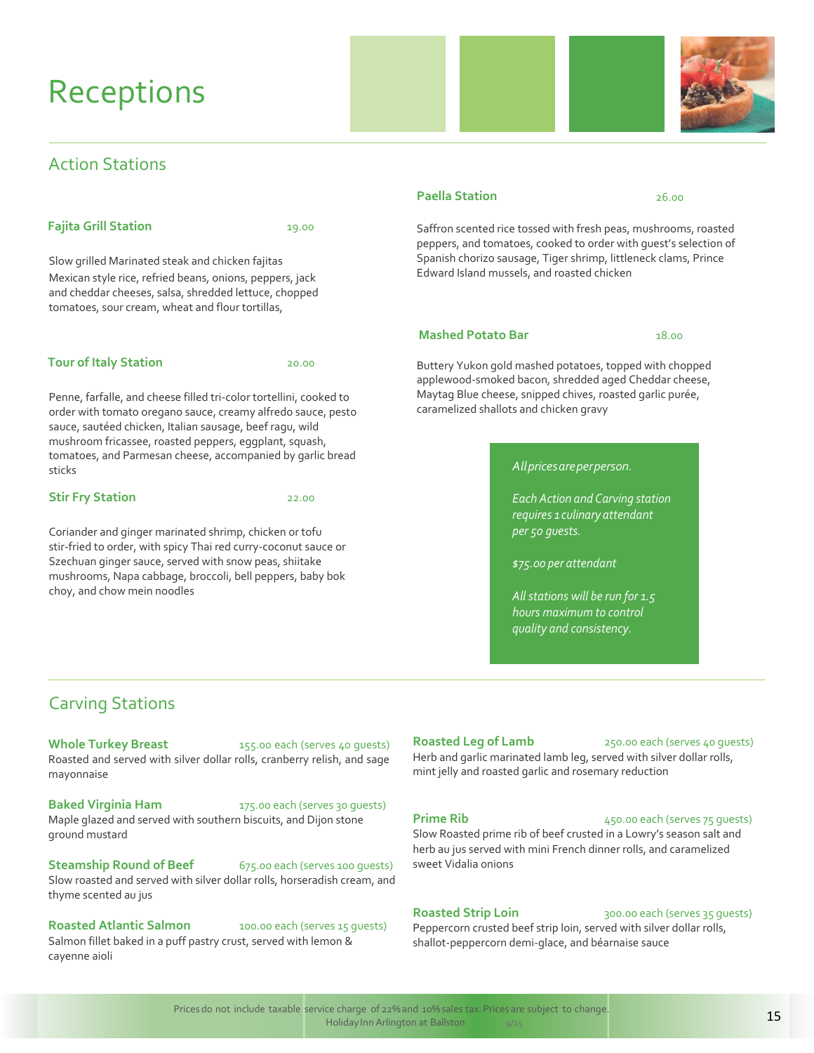# Receptions

## Action Stations

### Fajita Grill Station — 19.00

Slow grilled Marinated steak and chicken fajitas
Mexican style rice, refried beans, onions, peppers, jack and cheddar cheeses, salsa, shredded lettuce, chopped tomatoes, sour cream, wheat and flour tortillas,

### Tour of Italy Station — 20.00

Penne, farfalle, and cheese filled tri-color tortellini, cooked to order with tomato oregano sauce, creamy alfredo sauce, pesto sauce, sautéed chicken, Italian sausage, beef ragu, wild mushroom fricassee, roasted peppers, eggplant, squash, tomatoes, and Parmesan cheese, accompanied by garlic bread sticks

### Stir Fry Station — 22.00

Coriander and ginger marinated shrimp, chicken or tofu stir-fried to order, with spicy Thai red curry-coconut sauce or Szechuan ginger sauce, served with snow peas, shiitake mushrooms, Napa cabbage, broccoli, bell peppers, baby bok choy, and chow mein noodles

### Paella Station — 26.00

Saffron scented rice tossed with fresh peas, mushrooms, roasted peppers, and tomatoes, cooked to order with guest's selection of Spanish chorizo sausage, Tiger shrimp, littleneck clams, Prince Edward Island mussels, and roasted chicken

### Mashed Potato Bar — 18.00

Buttery Yukon gold mashed potatoes, topped with chopped applewood-smoked bacon, shredded aged Cheddar cheese, Maytag Blue cheese, snipped chives, roasted garlic purée, caramelized shallots and chicken gravy

*All prices are per person.*

*Each Action and Carving station requires 1 culinary attendant per 50 guests.*

*$75.00 per attendant*

*All stations will be run for 1.5 hours maximum to control quality and consistency.*

## Carving Stations

### Whole Turkey Breast — 155.00 each (serves 40 guests)

Roasted and served with silver dollar rolls, cranberry relish, and sage mayonnaise

### Baked Virginia Ham — 175.00 each (serves 30 guests)

Maple glazed and served with southern biscuits, and Dijon stone ground mustard

### Steamship Round of Beef — 675.00 each (serves 100 guests)

Slow roasted and served with silver dollar rolls, horseradish cream, and thyme scented au jus

### Roasted Atlantic Salmon — 100.00 each (serves 15 guests)

Salmon fillet baked in a puff pastry crust, served with lemon & cayenne aioli

### Roasted Leg of Lamb — 250.00 each (serves 40 guests)

Herb and garlic marinated lamb leg, served with silver dollar rolls, mint jelly and roasted garlic and rosemary reduction

### Prime Rib — 450.00 each (serves 75 guests)

Slow Roasted prime rib of beef crusted in a Lowry's season salt and herb au jus served with mini French dinner rolls, and caramelized sweet Vidalia onions

### Roasted Strip Loin — 300.00 each (serves 35 guests)

Peppercorn crusted beef strip loin, served with silver dollar rolls, shallot-peppercorn demi-glace, and béarnaise sauce

Prices do not include taxable service charge of 22% and 10% sales tax. Prices are subject to change.
Holiday Inn Arlington at Ballston 9/15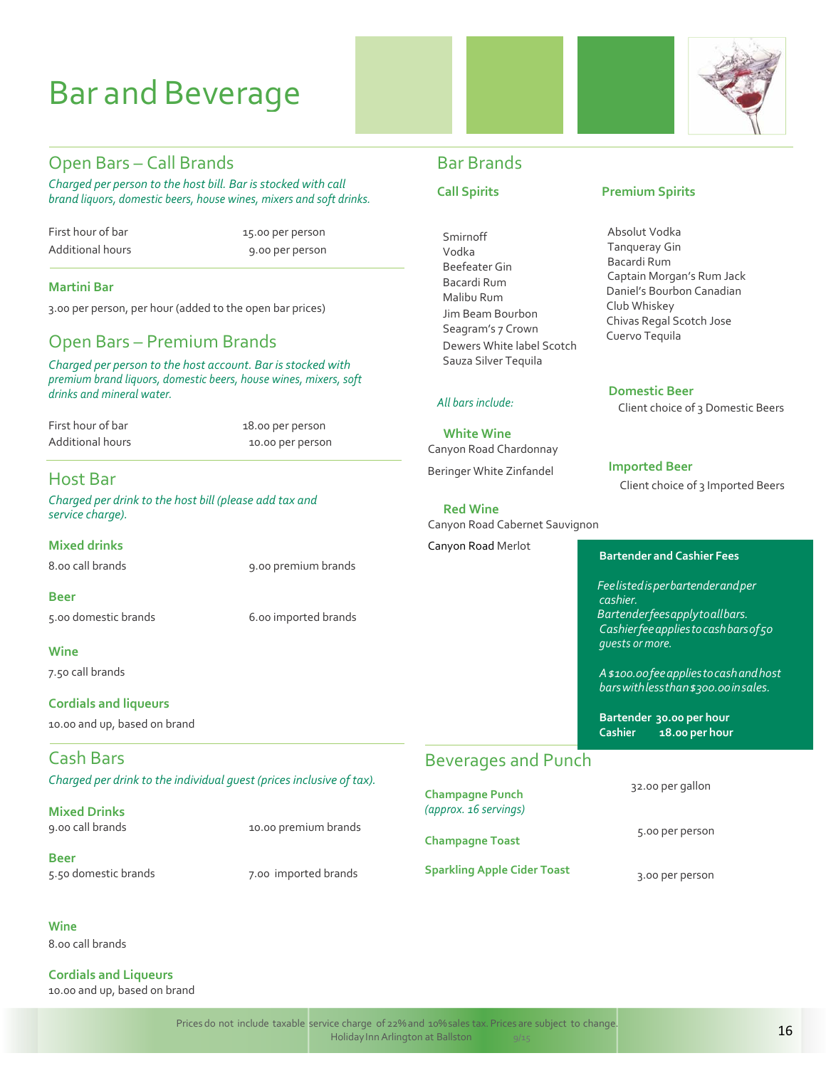# Bar and Beverage

## Open Bars – Call Brands

*Charged per person to the host bill. Bar is stocked with call brand liquors, domestic beers, house wines, mixers and soft drinks.*

| | |
|---|---|
| First hour of bar | 15.00 per person |
| Additional hours | 9.00 per person |

### Martini Bar

3.00 per person, per hour (added to the open bar prices)

## Open Bars – Premium Brands

*Charged per person to the host account. Bar is stocked with premium brand liquors, domestic beers, house wines, mixers, soft drinks and mineral water.*

| | |
|---|---|
| First hour of bar | 18.00 per person |
| Additional hours | 10.00 per person |

## Host Bar

*Charged per drink to the host bill (please add tax and service charge).*

### Mixed drinks

8.00 call brands — 9.00 premium brands

### Beer

5.00 domestic brands — 6.00 imported brands

### Wine

7.50 call brands

### Cordials and liqueurs

10.00 and up, based on brand

## Cash Bars

*Charged per drink to the individual guest (prices inclusive of tax).*

### Mixed Drinks

9.00 call brands — 10.00 premium brands

### Beer

5.50 domestic brands — 7.00 imported brands

### Wine

8.00 call brands

### Cordials and Liqueurs

10.00 and up, based on brand

## Bar Brands

### Call Spirits

Smirnoff
Vodka
Beefeater Gin
Bacardi Rum
Malibu Rum
Jim Beam Bourbon
Seagram's 7 Crown
Dewers White label Scotch
Sauza Silver Tequila

### Premium Spirits

Absolut Vodka
Tanqueray Gin
Bacardi Rum
Captain Morgan's Rum Jack
Daniel's Bourbon Canadian
Club Whiskey
Chivas Regal Scotch Jose
Cuervo Tequila

*All bars include:*

### White Wine

Canyon Road Chardonnay
Beringer White Zinfandel

### Red Wine

Canyon Road Cabernet Sauvignon
Canyon Road Merlot

### Domestic Beer

Client choice of 3 Domestic Beers

### Imported Beer

Client choice of 3 Imported Beers

### Bartender and Cashier Fees

*Fee listed is per bartender and per cashier.*
*Bartender fees apply to all bars.*
*Cashier fee applies to cash bars of 50 guests or more.*

*A $100.00 fee applies to cash and host bars with less than $300.00 in sales.*

**Bartender 30.00 per hour**
**Cashier 18.00 per hour**

## Beverages and Punch

| | |
|---|---|
| **Champagne Punch** *(approx. 16 servings)* | 32.00 per gallon |
| **Champagne Toast** | 5.00 per person |
| **Sparkling Apple Cider Toast** | 3.00 per person |

Prices do not include taxable service charge of 22% and 10% sales tax. Prices are subject to change.
Holiday Inn Arlington at Ballston 9/15